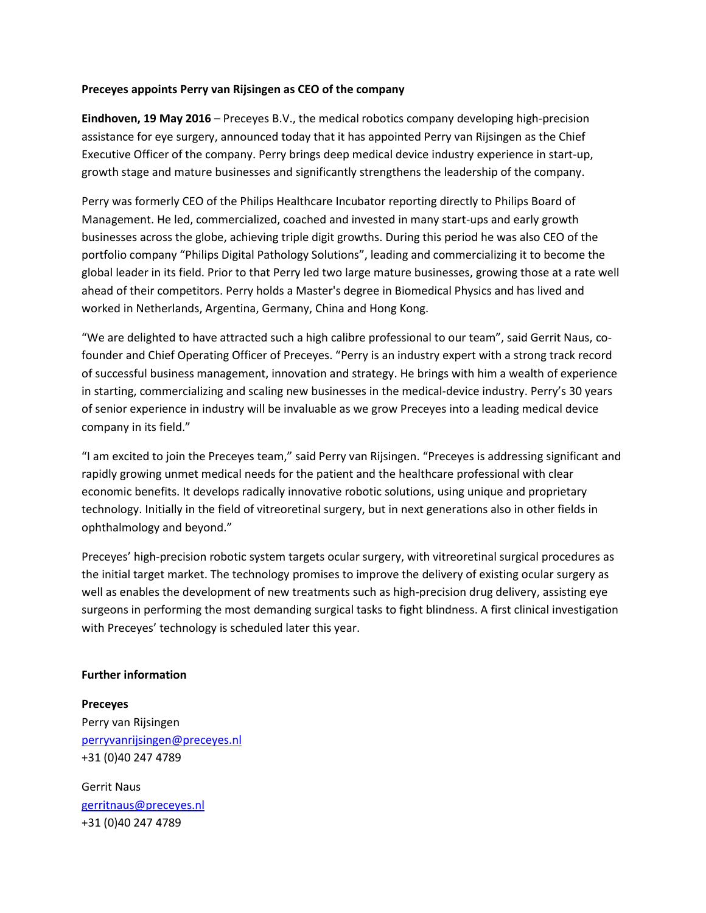**Preceyes appoints Perry van Rijsingen as CEO of the company**

**Eindhoven, 19 May 2016** – Preceyes B.V., the medical robotics company developing high-precision assistance for eye surgery, announced today that it has appointed Perry van Rijsingen as the Chief Executive Officer of the company. Perry brings deep medical device industry experience in start-up, growth stage and mature businesses and significantly strengthens the leadership of the company.

Perry was formerly CEO of the Philips Healthcare Incubator reporting directly to Philips Board of Management. He led, commercialized, coached and invested in many start-ups and early growth businesses across the globe, achieving triple digit growths. During this period he was also CEO of the portfolio company "Philips Digital Pathology Solutions", leading and commercializing it to become the global leader in its field. Prior to that Perry led two large mature businesses, growing those at a rate well ahead of their competitors. Perry holds a Master's degree in Biomedical Physics and has lived and worked in Netherlands, Argentina, Germany, China and Hong Kong.

"We are delighted to have attracted such a high calibre professional to our team", said Gerrit Naus, co-founder and Chief Operating Officer of Preceyes. "Perry is an industry expert with a strong track record of successful business management, innovation and strategy. He brings with him a wealth of experience in starting, commercializing and scaling new businesses in the medical-device industry. Perry's 30 years of senior experience in industry will be invaluable as we grow Preceyes into a leading medical device company in its field."

"I am excited to join the Preceyes team," said Perry van Rijsingen. "Preceyes is addressing significant and rapidly growing unmet medical needs for the patient and the healthcare professional with clear economic benefits. It develops radically innovative robotic solutions, using unique and proprietary technology. Initially in the field of vitreoretinal surgery, but in next generations also in other fields in ophthalmology and beyond."

Preceyes' high-precision robotic system targets ocular surgery, with vitreoretinal surgical procedures as the initial target market. The technology promises to improve the delivery of existing ocular surgery as well as enables the development of new treatments such as high-precision drug delivery, assisting eye surgeons in performing the most demanding surgical tasks to fight blindness. A first clinical investigation with Preceyes' technology is scheduled later this year.

**Further information**

**Preceyes**
Perry van Rijsingen
perryvanrijsingen@preceyes.nl
+31 (0)40 247 4789

Gerrit Naus
gerritnaus@preceyes.nl
+31 (0)40 247 4789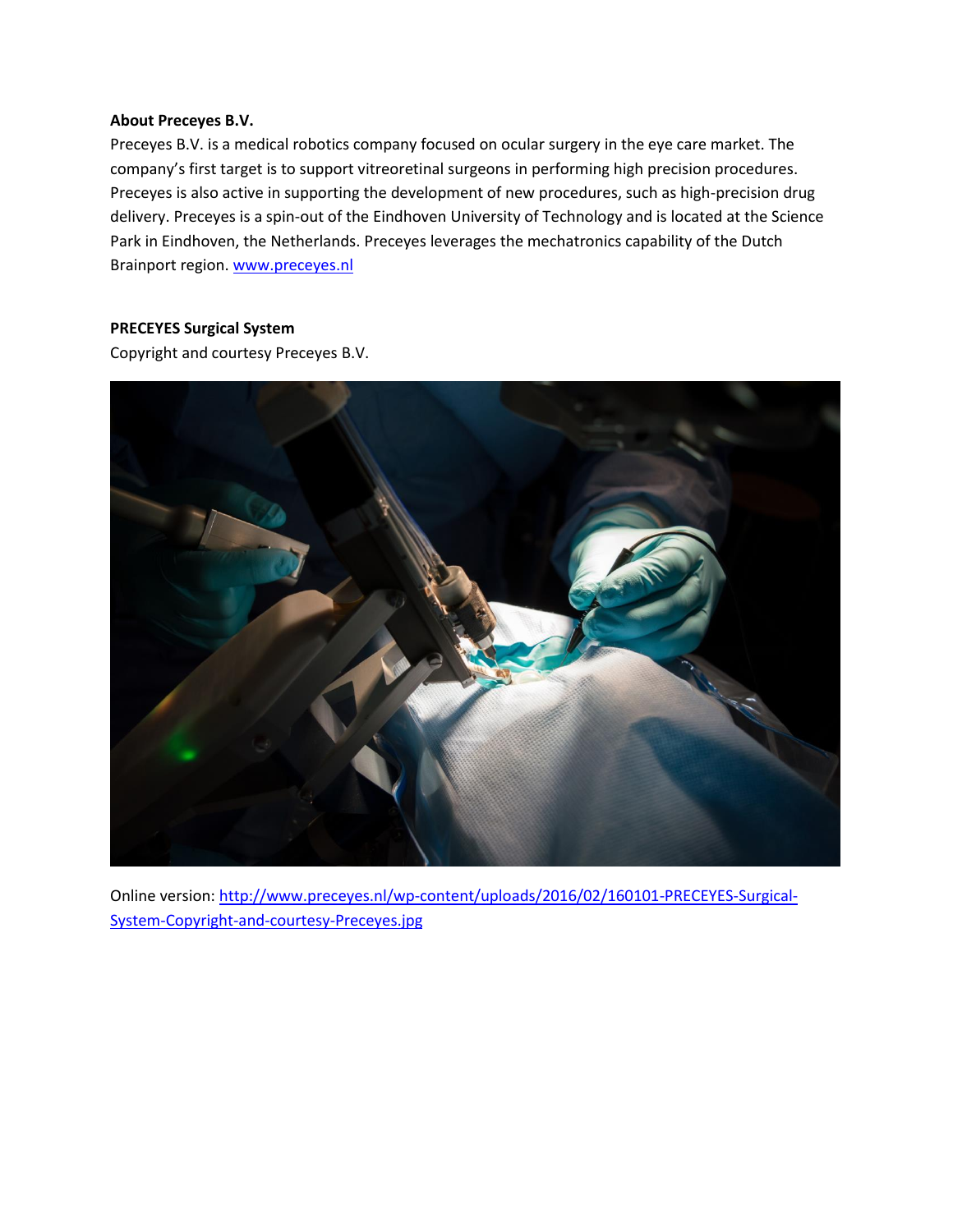**About Preceyes B.V.**

Preceyes B.V. is a medical robotics company focused on ocular surgery in the eye care market. The company's first target is to support vitreoretinal surgeons in performing high precision procedures. Preceyes is also active in supporting the development of new procedures, such as high-precision drug delivery. Preceyes is a spin-out of the Eindhoven University of Technology and is located at the Science Park in Eindhoven, the Netherlands. Preceyes leverages the mechatronics capability of the Dutch Brainport region. www.preceyes.nl

**PRECEYES Surgical System**

Copyright and courtesy Preceyes B.V.

Online version: http://www.preceyes.nl/wp-content/uploads/2016/02/160101-PRECEYES-Surgical-System-Copyright-and-courtesy-Preceyes.jpg